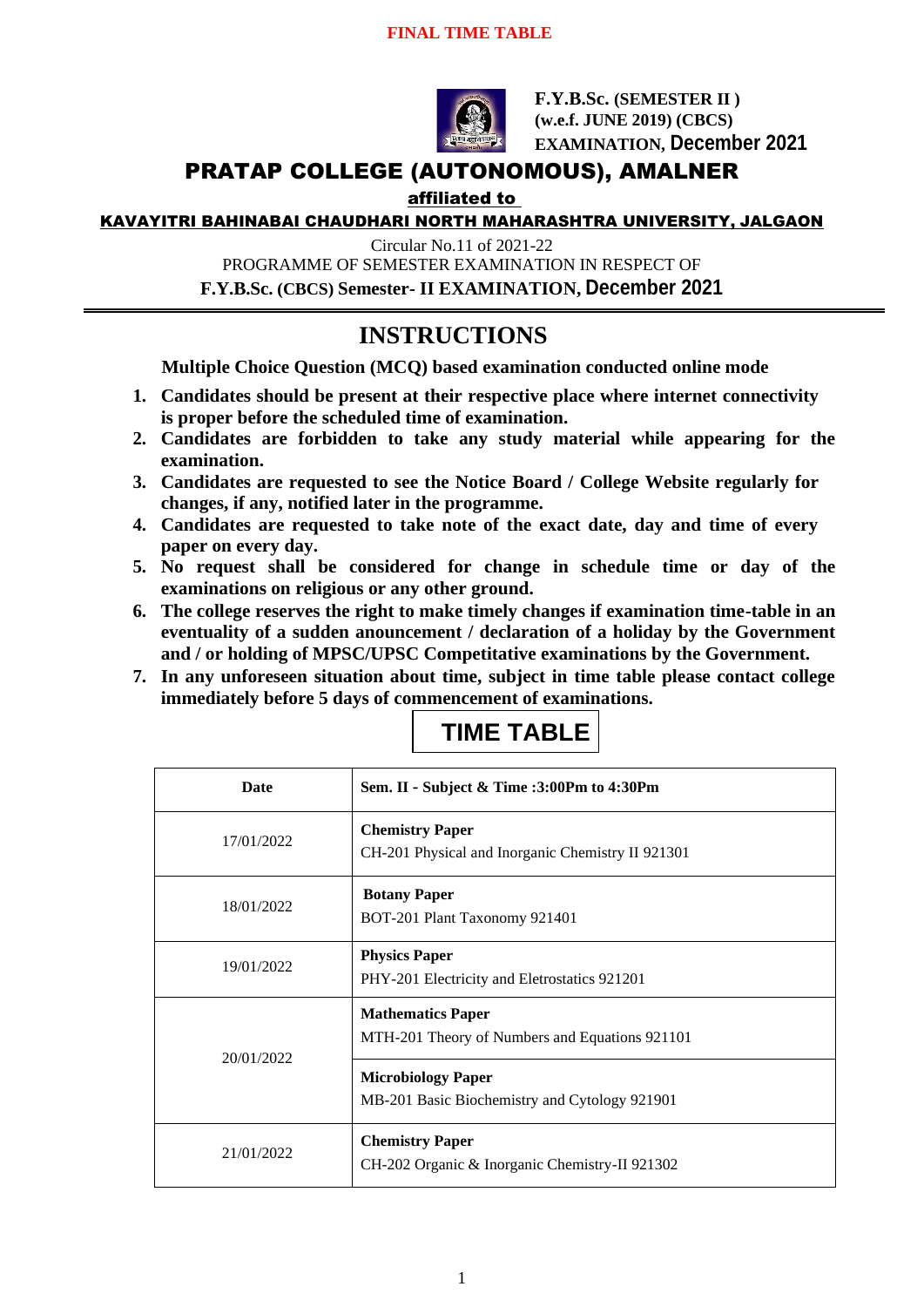**FINAL TIME TABLE**

**F.Y.B.Sc. (SEMESTER II )**
**(w.e.f. JUNE 2019) (CBCS)**
**EXAMINATION, December 2021**

# PRATAP COLLEGE (AUTONOMOUS), AMALNER

**affiliated to**

**KAVAYITRI BAHINABAI CHAUDHARI NORTH MAHARASHTRA UNIVERSITY, JALGAON**

Circular No.11 of 2021-22

PROGRAMME OF SEMESTER EXAMINATION IN RESPECT OF

**F.Y.B.Sc. (CBCS) Semester- II EXAMINATION, December 2021**

## INSTRUCTIONS

**Multiple Choice Question (MCQ) based examination conducted online mode**

1. **Candidates should be present at their respective place where internet connectivity is proper before the scheduled time of examination.**
2. **Candidates are forbidden to take any study material while appearing for the examination.**
3. **Candidates are requested to see the Notice Board / College Website regularly for changes, if any, notified later in the programme.**
4. **Candidates are requested to take note of the exact date, day and time of every paper on every day.**
5. **No request shall be considered for change in schedule time or day of the examinations on religious or any other ground.**
6. **The college reserves the right to make timely changes if examination time-table in an eventuality of a sudden anouncement / declaration of a holiday by the Government and / or holding of MPSC/UPSC Competitative examinations by the Government.**
7. **In any unforeseen situation about time, subject in time table please contact college immediately before 5 days of commencement of examinations.**

## TIME TABLE

| Date | Sem. II - Subject & Time :3:00Pm to 4:30Pm |
|---|---|
| 17/01/2022 | **Chemistry Paper** CH-201 Physical and Inorganic Chemistry II 921301 |
| 18/01/2022 | **Botany Paper** BOT-201 Plant Taxonomy 921401 |
| 19/01/2022 | **Physics Paper** PHY-201 Electricity and Eletrostatics 921201 |
| 20/01/2022 | **Mathematics Paper** MTH-201 Theory of Numbers and Equations 921101 |
| | **Microbiology Paper** MB-201 Basic Biochemistry and Cytology 921901 |
| 21/01/2022 | **Chemistry Paper** CH-202 Organic & Inorganic Chemistry-II 921302 |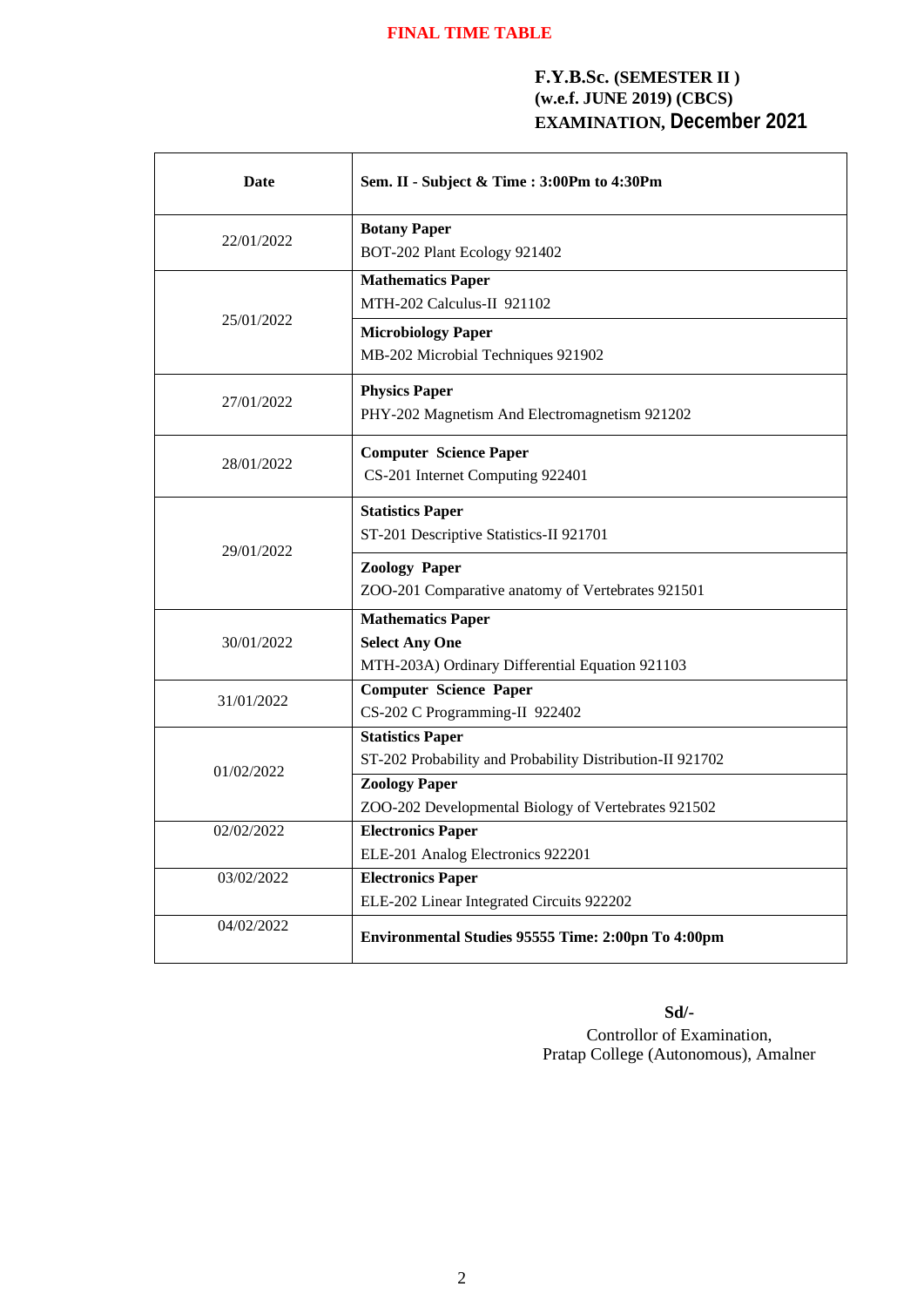**FINAL TIME TABLE**

**F.Y.B.Sc. (SEMESTER II )**
**(w.e.f. JUNE 2019) (CBCS)**
**EXAMINATION, December 2021**

| Date | Sem. II - Subject & Time : 3:00Pm to 4:30Pm |
|---|---|
| 22/01/2022 | **Botany Paper**<br>BOT-202 Plant Ecology 921402 |
| 25/01/2022 | **Mathematics Paper**<br>MTH-202 Calculus-II 921102 |
| | **Microbiology Paper**<br>MB-202 Microbial Techniques 921902 |
| 27/01/2022 | **Physics Paper**<br>PHY-202 Magnetism And Electromagnetism 921202 |
| 28/01/2022 | **Computer Science Paper**<br>CS-201 Internet Computing 922401 |
| 29/01/2022 | **Statistics Paper**<br>ST-201 Descriptive Statistics-II 921701 |
| | **Zoology Paper**<br>ZOO-201 Comparative anatomy of Vertebrates 921501 |
| 30/01/2022 | **Mathematics Paper**<br>**Select Any One**<br>MTH-203A) Ordinary Differential Equation 921103 |
| 31/01/2022 | **Computer Science Paper**<br>CS-202 C Programming-II 922402 |
| 01/02/2022 | **Statistics Paper**<br>ST-202 Probability and Probability Distribution-II 921702 |
| | **Zoology Paper**<br>ZOO-202 Developmental Biology of Vertebrates 921502 |
| 02/02/2022 | **Electronics Paper**<br>ELE-201 Analog Electronics 922201 |
| 03/02/2022 | **Electronics Paper**<br>ELE-202 Linear Integrated Circuits 922202 |
| 04/02/2022 | **Environmental Studies 95555 Time: 2:00pn To 4:00pm** |

**Sd/-**
Controllor of Examination,
Pratap College (Autonomous), Amalner